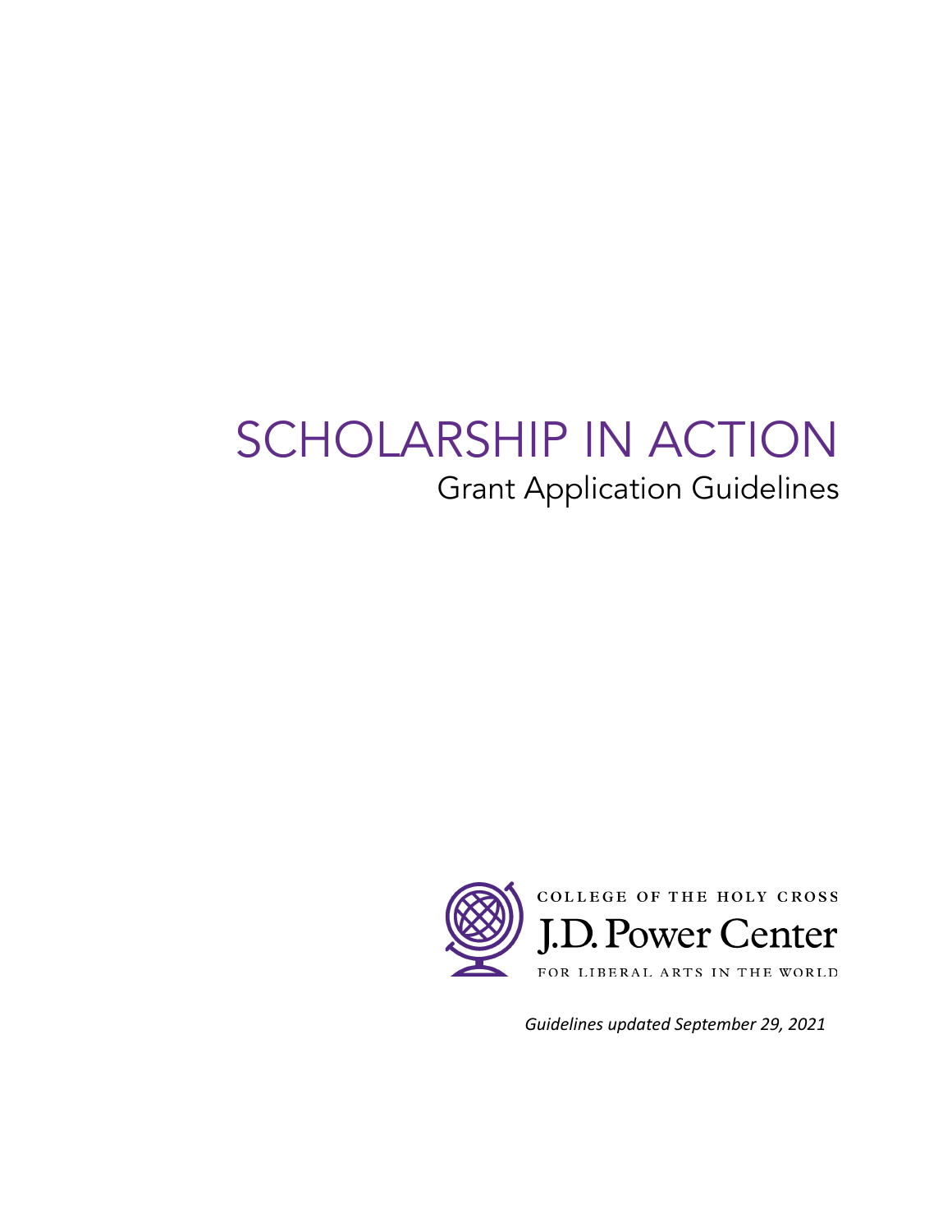# SCHOLARSHIP IN ACTION

## Grant Application Guidelines

COLLEGE OF THE HOLY CROSS

J.D. Power Center

FOR LIBERAL ARTS IN THE WORLD

*Guidelines updated September 29, 2021*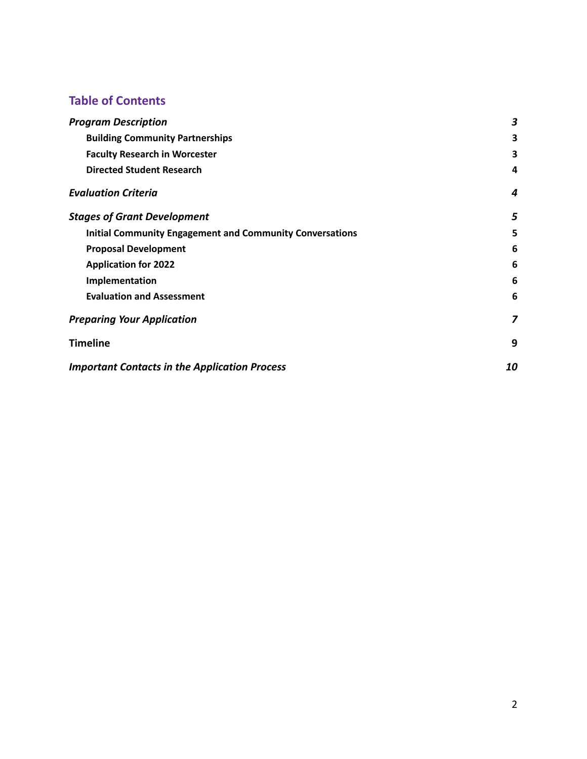## Table of Contents

| | |
|---|---|
| ***Program Description*** | ***3*** |
| **Building Community Partnerships** | **3** |
| **Faculty Research in Worcester** | **3** |
| **Directed Student Research** | **4** |
| ***Evaluation Criteria*** | ***4*** |
| ***Stages of Grant Development*** | ***5*** |
| **Initial Community Engagement and Community Conversations** | **5** |
| **Proposal Development** | **6** |
| **Application for 2022** | **6** |
| **Implementation** | **6** |
| **Evaluation and Assessment** | **6** |
| ***Preparing Your Application*** | ***7*** |
| **Timeline** | **9** |
| ***Important Contacts in the Application Process*** | ***10*** |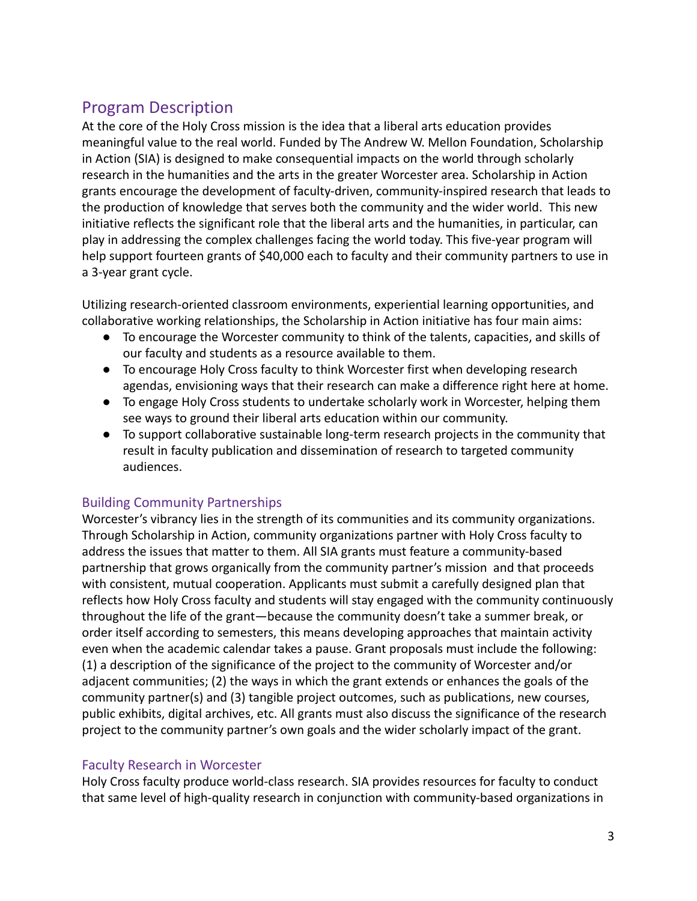## Program Description

At the core of the Holy Cross mission is the idea that a liberal arts education provides meaningful value to the real world. Funded by The Andrew W. Mellon Foundation, Scholarship in Action (SIA) is designed to make consequential impacts on the world through scholarly research in the humanities and the arts in the greater Worcester area. Scholarship in Action grants encourage the development of faculty-driven, community-inspired research that leads to the production of knowledge that serves both the community and the wider world. This new initiative reflects the significant role that the liberal arts and the humanities, in particular, can play in addressing the complex challenges facing the world today. This five-year program will help support fourteen grants of $40,000 each to faculty and their community partners to use in a 3-year grant cycle.

Utilizing research-oriented classroom environments, experiential learning opportunities, and collaborative working relationships, the Scholarship in Action initiative has four main aims:

- To encourage the Worcester community to think of the talents, capacities, and skills of our faculty and students as a resource available to them.
- To encourage Holy Cross faculty to think Worcester first when developing research agendas, envisioning ways that their research can make a difference right here at home.
- To engage Holy Cross students to undertake scholarly work in Worcester, helping them see ways to ground their liberal arts education within our community.
- To support collaborative sustainable long-term research projects in the community that result in faculty publication and dissemination of research to targeted community audiences.

### Building Community Partnerships

Worcester's vibrancy lies in the strength of its communities and its community organizations. Through Scholarship in Action, community organizations partner with Holy Cross faculty to address the issues that matter to them. All SIA grants must feature a community-based partnership that grows organically from the community partner's mission and that proceeds with consistent, mutual cooperation. Applicants must submit a carefully designed plan that reflects how Holy Cross faculty and students will stay engaged with the community continuously throughout the life of the grant—because the community doesn't take a summer break, or order itself according to semesters, this means developing approaches that maintain activity even when the academic calendar takes a pause. Grant proposals must include the following: (1) a description of the significance of the project to the community of Worcester and/or adjacent communities; (2) the ways in which the grant extends or enhances the goals of the community partner(s) and (3) tangible project outcomes, such as publications, new courses, public exhibits, digital archives, etc. All grants must also discuss the significance of the research project to the community partner's own goals and the wider scholarly impact of the grant.

### Faculty Research in Worcester

Holy Cross faculty produce world-class research. SIA provides resources for faculty to conduct that same level of high-quality research in conjunction with community-based organizations in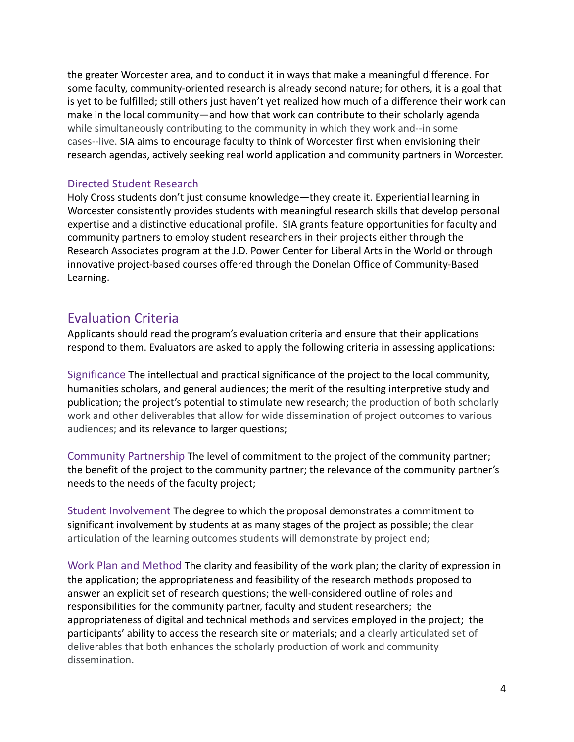the greater Worcester area, and to conduct it in ways that make a meaningful difference. For some faculty, community-oriented research is already second nature; for others, it is a goal that is yet to be fulfilled; still others just haven't yet realized how much of a difference their work can make in the local community—and how that work can contribute to their scholarly agenda while simultaneously contributing to the community in which they work and--in some cases--live. SIA aims to encourage faculty to think of Worcester first when envisioning their research agendas, actively seeking real world application and community partners in Worcester.

### Directed Student Research

Holy Cross students don't just consume knowledge—they create it. Experiential learning in Worcester consistently provides students with meaningful research skills that develop personal expertise and a distinctive educational profile. SIA grants feature opportunities for faculty and community partners to employ student researchers in their projects either through the Research Associates program at the J.D. Power Center for Liberal Arts in the World or through innovative project-based courses offered through the Donelan Office of Community-Based Learning.

## Evaluation Criteria

Applicants should read the program's evaluation criteria and ensure that their applications respond to them. Evaluators are asked to apply the following criteria in assessing applications:

**Significance** The intellectual and practical significance of the project to the local community, humanities scholars, and general audiences; the merit of the resulting interpretive study and publication; the project's potential to stimulate new research; the production of both scholarly work and other deliverables that allow for wide dissemination of project outcomes to various audiences; and its relevance to larger questions;

**Community Partnership** The level of commitment to the project of the community partner; the benefit of the project to the community partner; the relevance of the community partner's needs to the needs of the faculty project;

**Student Involvement** The degree to which the proposal demonstrates a commitment to significant involvement by students at as many stages of the project as possible; the clear articulation of the learning outcomes students will demonstrate by project end;

**Work Plan and Method** The clarity and feasibility of the work plan; the clarity of expression in the application; the appropriateness and feasibility of the research methods proposed to answer an explicit set of research questions; the well-considered outline of roles and responsibilities for the community partner, faculty and student researchers; the appropriateness of digital and technical methods and services employed in the project; the participants' ability to access the research site or materials; and a clearly articulated set of deliverables that both enhances the scholarly production of work and community dissemination.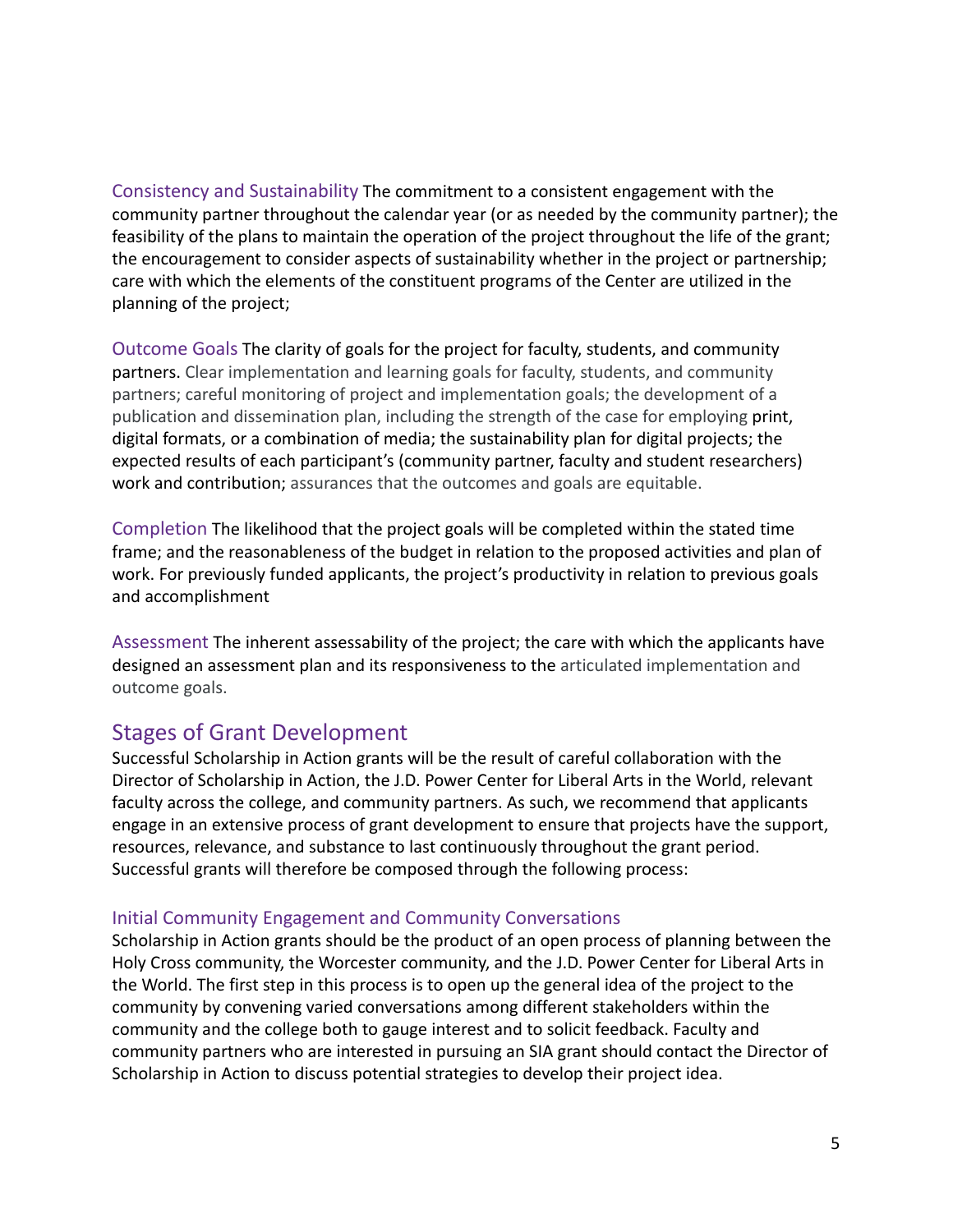**Consistency and Sustainability** The commitment to a consistent engagement with the community partner throughout the calendar year (or as needed by the community partner); the feasibility of the plans to maintain the operation of the project throughout the life of the grant; the encouragement to consider aspects of sustainability whether in the project or partnership; care with which the elements of the constituent programs of the Center are utilized in the planning of the project;

**Outcome Goals** The clarity of goals for the project for faculty, students, and community partners. Clear implementation and learning goals for faculty, students, and community partners; careful monitoring of project and implementation goals; the development of a publication and dissemination plan, including the strength of the case for employing print, digital formats, or a combination of media; the sustainability plan for digital projects; the expected results of each participant's (community partner, faculty and student researchers) work and contribution; assurances that the outcomes and goals are equitable.

**Completion** The likelihood that the project goals will be completed within the stated time frame; and the reasonableness of the budget in relation to the proposed activities and plan of work. For previously funded applicants, the project's productivity in relation to previous goals and accomplishment

**Assessment** The inherent assessability of the project; the care with which the applicants have designed an assessment plan and its responsiveness to the articulated implementation and outcome goals.

## Stages of Grant Development

Successful Scholarship in Action grants will be the result of careful collaboration with the Director of Scholarship in Action, the J.D. Power Center for Liberal Arts in the World, relevant faculty across the college, and community partners. As such, we recommend that applicants engage in an extensive process of grant development to ensure that projects have the support, resources, relevance, and substance to last continuously throughout the grant period. Successful grants will therefore be composed through the following process:

### Initial Community Engagement and Community Conversations

Scholarship in Action grants should be the product of an open process of planning between the Holy Cross community, the Worcester community, and the J.D. Power Center for Liberal Arts in the World. The first step in this process is to open up the general idea of the project to the community by convening varied conversations among different stakeholders within the community and the college both to gauge interest and to solicit feedback. Faculty and community partners who are interested in pursuing an SIA grant should contact the Director of Scholarship in Action to discuss potential strategies to develop their project idea.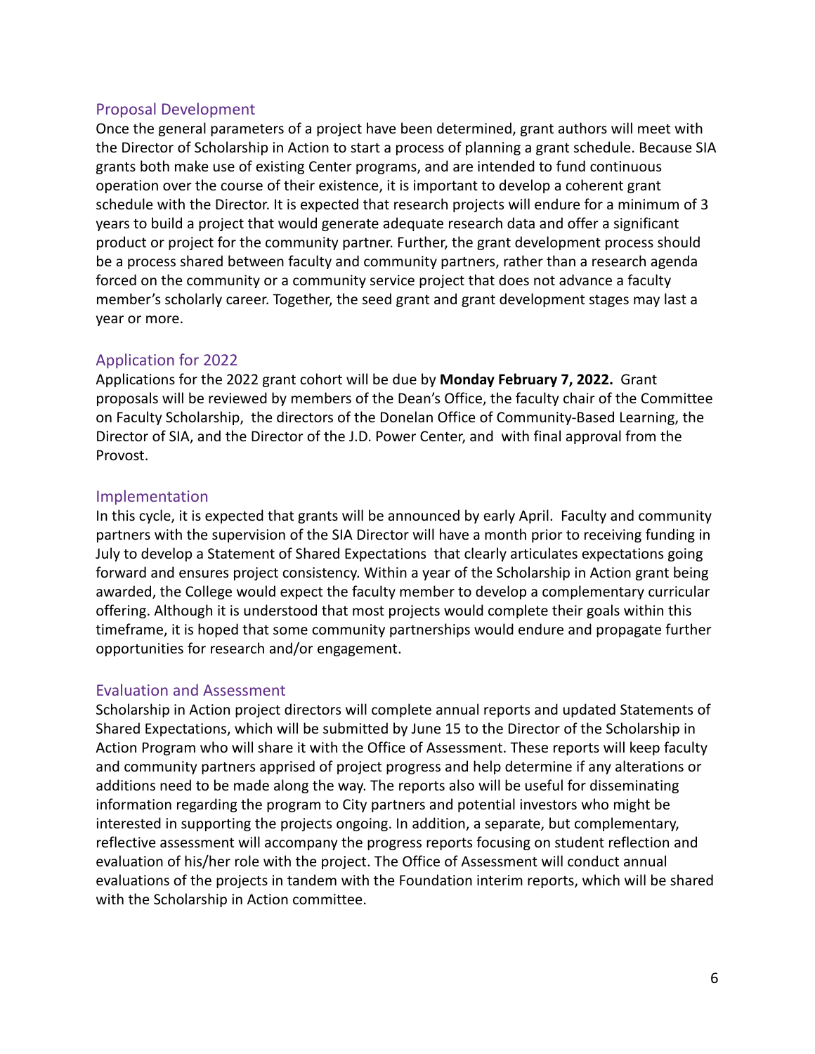## Proposal Development

Once the general parameters of a project have been determined, grant authors will meet with the Director of Scholarship in Action to start a process of planning a grant schedule. Because SIA grants both make use of existing Center programs, and are intended to fund continuous operation over the course of their existence, it is important to develop a coherent grant schedule with the Director. It is expected that research projects will endure for a minimum of 3 years to build a project that would generate adequate research data and offer a significant product or project for the community partner. Further, the grant development process should be a process shared between faculty and community partners, rather than a research agenda forced on the community or a community service project that does not advance a faculty member's scholarly career. Together, the seed grant and grant development stages may last a year or more.

## Application for 2022

Applications for the 2022 grant cohort will be due by **Monday February 7, 2022.** Grant proposals will be reviewed by members of the Dean's Office, the faculty chair of the Committee on Faculty Scholarship, the directors of the Donelan Office of Community-Based Learning, the Director of SIA, and the Director of the J.D. Power Center, and with final approval from the Provost.

## Implementation

In this cycle, it is expected that grants will be announced by early April. Faculty and community partners with the supervision of the SIA Director will have a month prior to receiving funding in July to develop a Statement of Shared Expectations that clearly articulates expectations going forward and ensures project consistency. Within a year of the Scholarship in Action grant being awarded, the College would expect the faculty member to develop a complementary curricular offering. Although it is understood that most projects would complete their goals within this timeframe, it is hoped that some community partnerships would endure and propagate further opportunities for research and/or engagement.

## Evaluation and Assessment

Scholarship in Action project directors will complete annual reports and updated Statements of Shared Expectations, which will be submitted by June 15 to the Director of the Scholarship in Action Program who will share it with the Office of Assessment. These reports will keep faculty and community partners apprised of project progress and help determine if any alterations or additions need to be made along the way. The reports also will be useful for disseminating information regarding the program to City partners and potential investors who might be interested in supporting the projects ongoing. In addition, a separate, but complementary, reflective assessment will accompany the progress reports focusing on student reflection and evaluation of his/her role with the project. The Office of Assessment will conduct annual evaluations of the projects in tandem with the Foundation interim reports, which will be shared with the Scholarship in Action committee.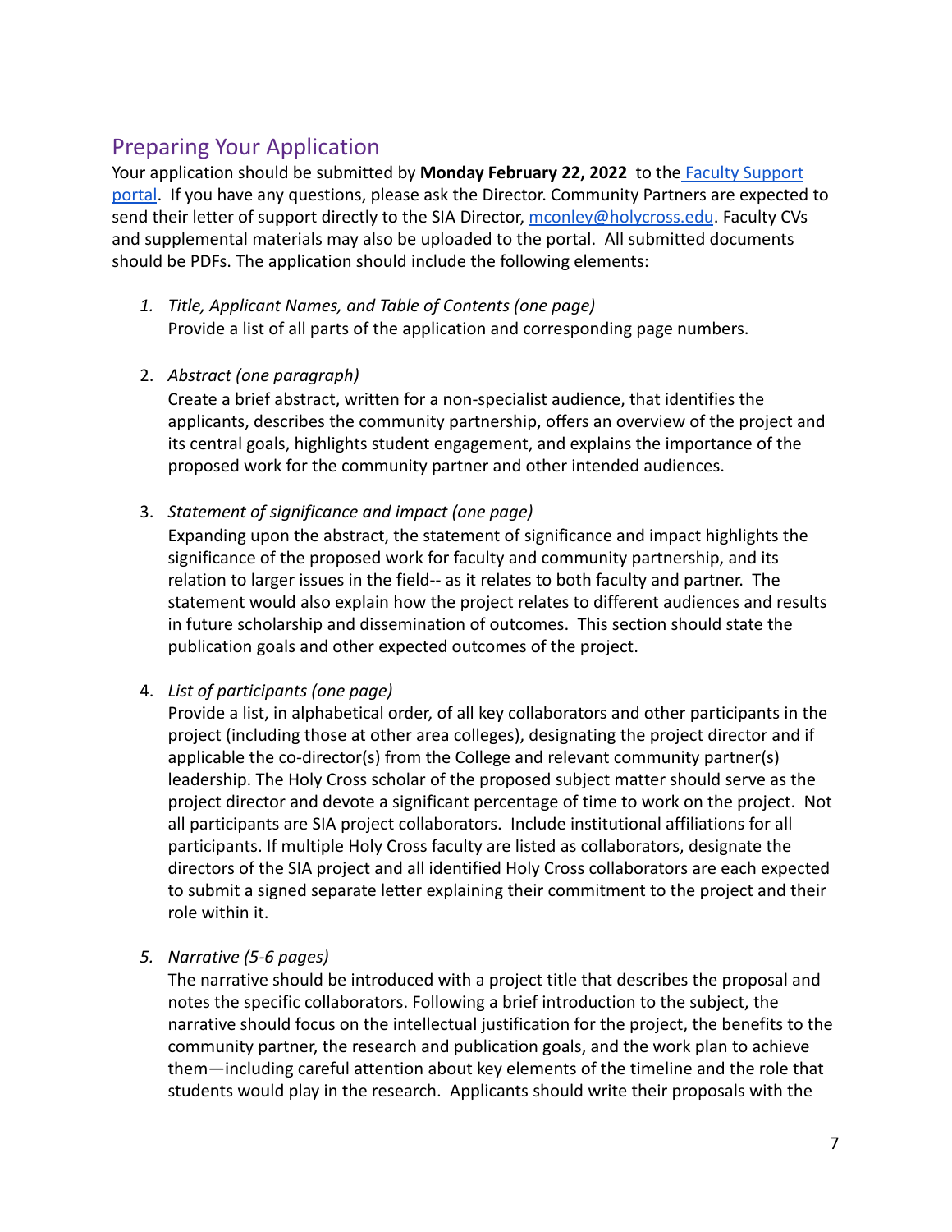## Preparing Your Application

Your application should be submitted by **Monday February 22, 2022** to the [Faculty Support portal](). If you have any questions, please ask the Director. Community Partners are expected to send their letter of support directly to the SIA Director, [mconley@holycross.edu](mailto:mconley@holycross.edu). Faculty CVs and supplemental materials may also be uploaded to the portal. All submitted documents should be PDFs. The application should include the following elements:

1. *Title, Applicant Names, and Table of Contents (one page)*
   Provide a list of all parts of the application and corresponding page numbers.

2. *Abstract (one paragraph)*
   Create a brief abstract, written for a non-specialist audience, that identifies the applicants, describes the community partnership, offers an overview of the project and its central goals, highlights student engagement, and explains the importance of the proposed work for the community partner and other intended audiences.

3. *Statement of significance and impact (one page)*
   Expanding upon the abstract, the statement of significance and impact highlights the significance of the proposed work for faculty and community partnership, and its relation to larger issues in the field-- as it relates to both faculty and partner. The statement would also explain how the project relates to different audiences and results in future scholarship and dissemination of outcomes. This section should state the publication goals and other expected outcomes of the project.

4. *List of participants (one page)*
   Provide a list, in alphabetical order, of all key collaborators and other participants in the project (including those at other area colleges), designating the project director and if applicable the co-director(s) from the College and relevant community partner(s) leadership. The Holy Cross scholar of the proposed subject matter should serve as the project director and devote a significant percentage of time to work on the project. Not all participants are SIA project collaborators. Include institutional affiliations for all participants. If multiple Holy Cross faculty are listed as collaborators, designate the directors of the SIA project and all identified Holy Cross collaborators are each expected to submit a signed separate letter explaining their commitment to the project and their role within it.

5. *Narrative (5-6 pages)*
   The narrative should be introduced with a project title that describes the proposal and notes the specific collaborators. Following a brief introduction to the subject, the narrative should focus on the intellectual justification for the project, the benefits to the community partner, the research and publication goals, and the work plan to achieve them—including careful attention about key elements of the timeline and the role that students would play in the research. Applicants should write their proposals with the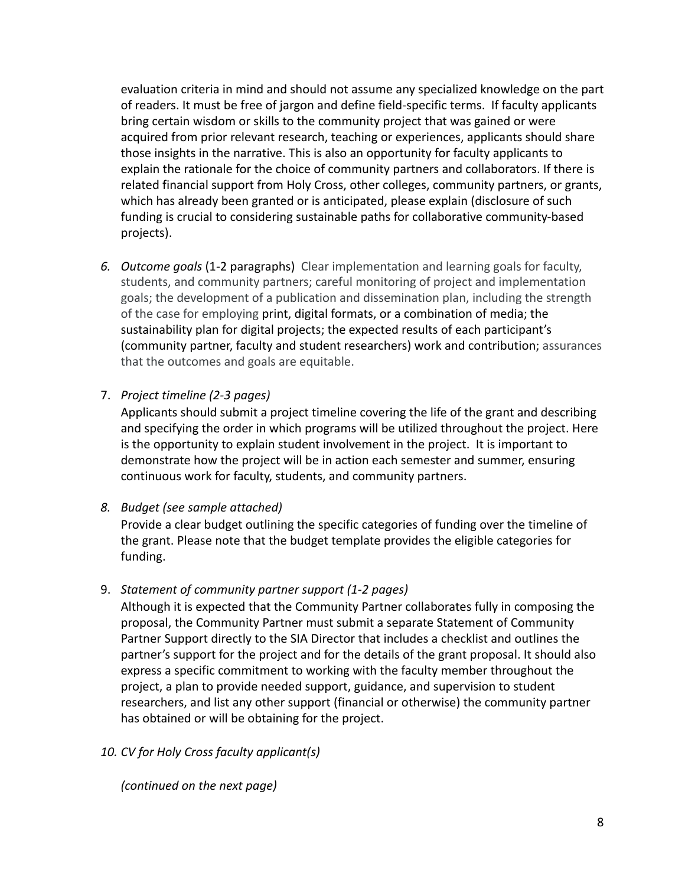evaluation criteria in mind and should not assume any specialized knowledge on the part of readers. It must be free of jargon and define field-specific terms. If faculty applicants bring certain wisdom or skills to the community project that was gained or were acquired from prior relevant research, teaching or experiences, applicants should share those insights in the narrative. This is also an opportunity for faculty applicants to explain the rationale for the choice of community partners and collaborators. If there is related financial support from Holy Cross, other colleges, community partners, or grants, which has already been granted or is anticipated, please explain (disclosure of such funding is crucial to considering sustainable paths for collaborative community-based projects).

6. *Outcome goals* (1-2 paragraphs) Clear implementation and learning goals for faculty, students, and community partners; careful monitoring of project and implementation goals; the development of a publication and dissemination plan, including the strength of the case for employing print, digital formats, or a combination of media; the sustainability plan for digital projects; the expected results of each participant's (community partner, faculty and student researchers) work and contribution; assurances that the outcomes and goals are equitable.

7. *Project timeline (2-3 pages)*
   Applicants should submit a project timeline covering the life of the grant and describing and specifying the order in which programs will be utilized throughout the project. Here is the opportunity to explain student involvement in the project. It is important to demonstrate how the project will be in action each semester and summer, ensuring continuous work for faculty, students, and community partners.

8. *Budget (see sample attached)*
   Provide a clear budget outlining the specific categories of funding over the timeline of the grant. Please note that the budget template provides the eligible categories for funding.

9. *Statement of community partner support (1-2 pages)*
   Although it is expected that the Community Partner collaborates fully in composing the proposal, the Community Partner must submit a separate Statement of Community Partner Support directly to the SIA Director that includes a checklist and outlines the partner's support for the project and for the details of the grant proposal. It should also express a specific commitment to working with the faculty member throughout the project, a plan to provide needed support, guidance, and supervision to student researchers, and list any other support (financial or otherwise) the community partner has obtained or will be obtaining for the project.

10. *CV for Holy Cross faculty applicant(s)*

    *(continued on the next page)*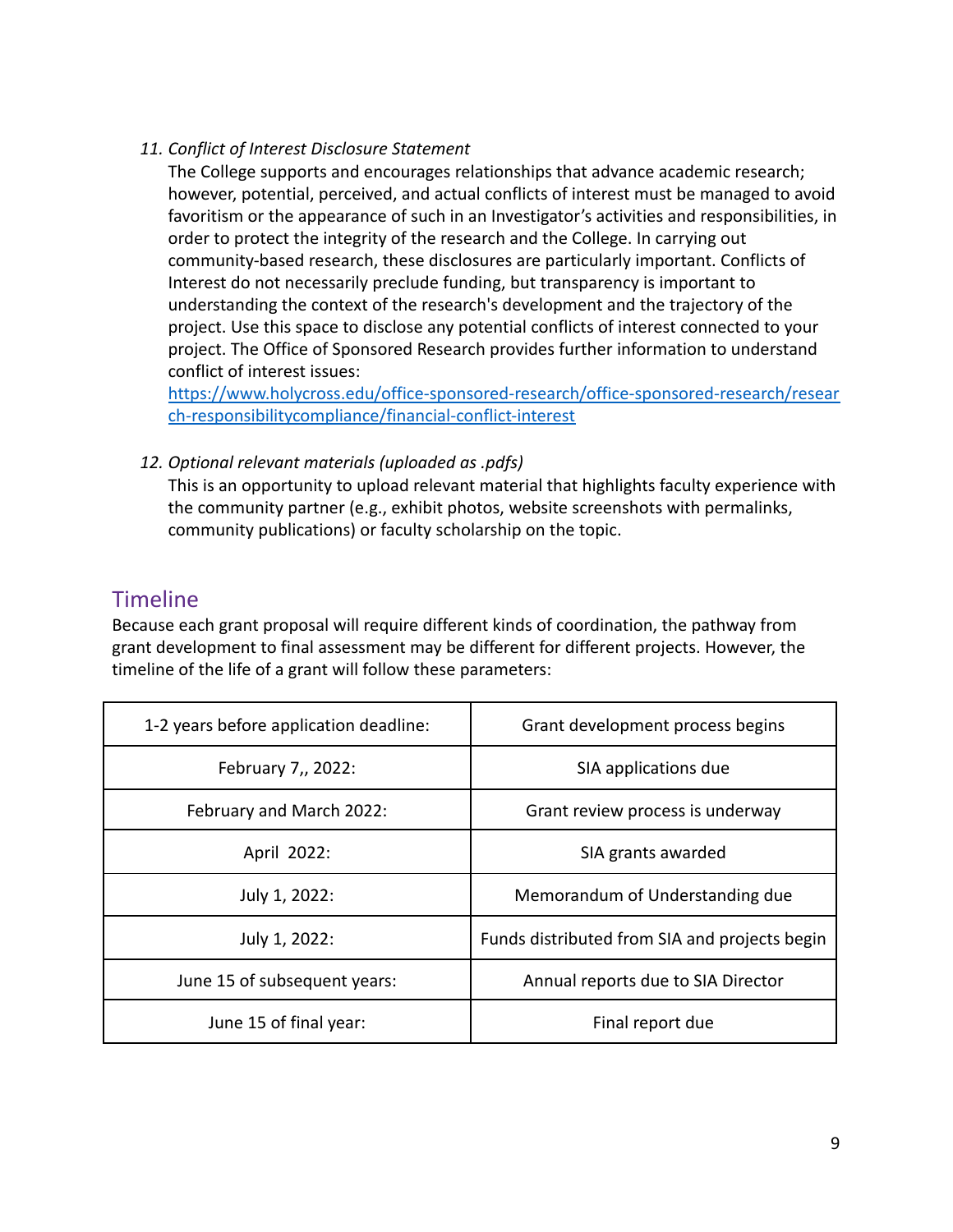11. *Conflict of Interest Disclosure Statement*
    The College supports and encourages relationships that advance academic research; however, potential, perceived, and actual conflicts of interest must be managed to avoid favoritism or the appearance of such in an Investigator's activities and responsibilities, in order to protect the integrity of the research and the College. In carrying out community-based research, these disclosures are particularly important. Conflicts of Interest do not necessarily preclude funding, but transparency is important to understanding the context of the research's development and the trajectory of the project. Use this space to disclose any potential conflicts of interest connected to your project. The Office of Sponsored Research provides further information to understand conflict of interest issues:
    [https://www.holycross.edu/office-sponsored-research/office-sponsored-research/research-responsibilitycompliance/financial-conflict-interest](https://www.holycross.edu/office-sponsored-research/office-sponsored-research/research-responsibilitycompliance/financial-conflict-interest)

12. *Optional relevant materials (uploaded as .pdfs)*
    This is an opportunity to upload relevant material that highlights faculty experience with the community partner (e.g., exhibit photos, website screenshots with permalinks, community publications) or faculty scholarship on the topic.

## Timeline

Because each grant proposal will require different kinds of coordination, the pathway from grant development to final assessment may be different for different projects. However, the timeline of the life of a grant will follow these parameters:

| | |
|---|---|
| 1-2 years before application deadline: | Grant development process begins |
| February 7,, 2022: | SIA applications due |
| February and March 2022: | Grant review process is underway |
| April 2022: | SIA grants awarded |
| July 1, 2022: | Memorandum of Understanding due |
| July 1, 2022: | Funds distributed from SIA and projects begin |
| June 15 of subsequent years: | Annual reports due to SIA Director |
| June 15 of final year: | Final report due |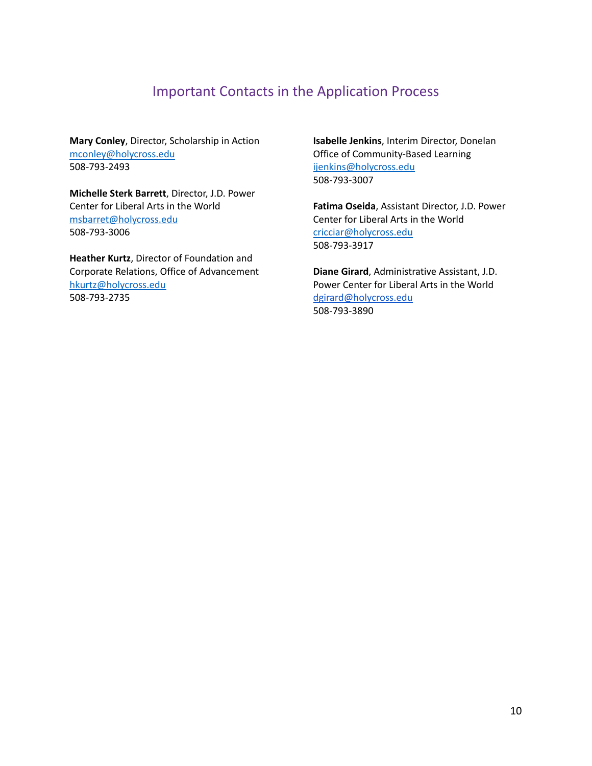## Important Contacts in the Application Process

**Mary Conley**, Director, Scholarship in Action
mconley@holycross.edu
508-793-2493

**Michelle Sterk Barrett**, Director, J.D. Power Center for Liberal Arts in the World
msbarret@holycross.edu
508-793-3006

**Heather Kurtz**, Director of Foundation and Corporate Relations, Office of Advancement
hkurtz@holycross.edu
508-793-2735

**Isabelle Jenkins**, Interim Director, Donelan Office of Community-Based Learning
ijenkins@holycross.edu
508-793-3007

**Fatima Oseida**, Assistant Director, J.D. Power Center for Liberal Arts in the World
cricciar@holycross.edu
508-793-3917

**Diane Girard**, Administrative Assistant, J.D. Power Center for Liberal Arts in the World
dgirard@holycross.edu
508-793-3890